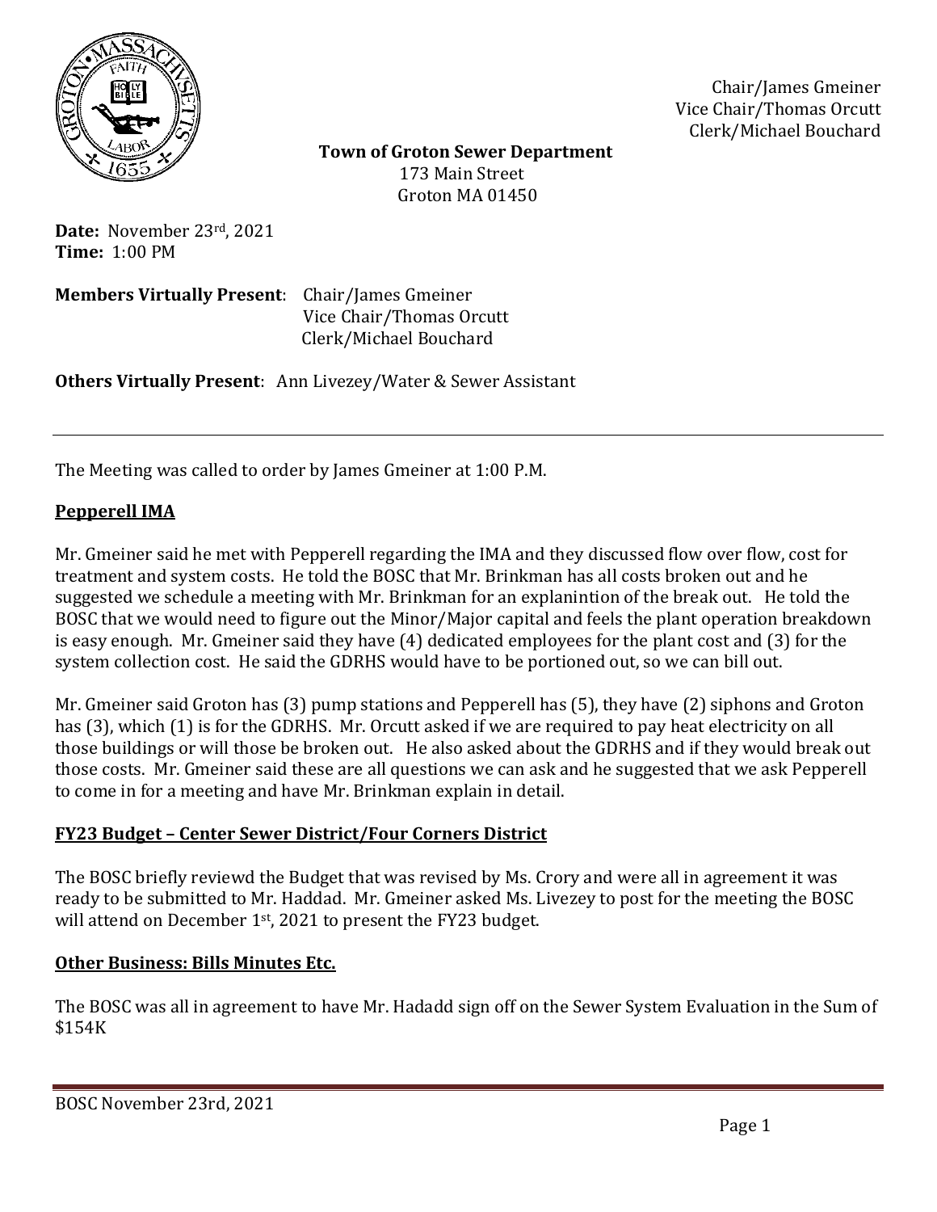Chair/James Gmeiner
Vice Chair/Thomas Orcutt
Clerk/Michael Bouchard

**Town of Groton Sewer Department**
173 Main Street
Groton MA 01450

**Date:** November 23rd, 2021
**Time:** 1:00 PM

**Members Virtually Present**: Chair/James Gmeiner
Vice Chair/Thomas Orcutt
Clerk/Michael Bouchard

**Others Virtually Present**: Ann Livezey/Water & Sewer Assistant

---

The Meeting was called to order by James Gmeiner at 1:00 P.M.

## Pepperell IMA

Mr. Gmeiner said he met with Pepperell regarding the IMA and they discussed flow over flow, cost for treatment and system costs. He told the BOSC that Mr. Brinkman has all costs broken out and he suggested we schedule a meeting with Mr. Brinkman for an explanintion of the break out. He told the BOSC that we would need to figure out the Minor/Major capital and feels the plant operation breakdown is easy enough. Mr. Gmeiner said they have (4) dedicated employees for the plant cost and (3) for the system collection cost. He said the GDRHS would have to be portioned out, so we can bill out.

Mr. Gmeiner said Groton has (3) pump stations and Pepperell has (5), they have (2) siphons and Groton has (3), which (1) is for the GDRHS. Mr. Orcutt asked if we are required to pay heat electricity on all those buildings or will those be broken out. He also asked about the GDRHS and if they would break out those costs. Mr. Gmeiner said these are all questions we can ask and he suggested that we ask Pepperell to come in for a meeting and have Mr. Brinkman explain in detail.

## FY23 Budget – Center Sewer District/Four Corners District

The BOSC briefly reviewd the Budget that was revised by Ms. Crory and were all in agreement it was ready to be submitted to Mr. Haddad. Mr. Gmeiner asked Ms. Livezey to post for the meeting the BOSC will attend on December 1st, 2021 to present the FY23 budget.

## Other Business: Bills Minutes Etc.

The BOSC was all in agreement to have Mr. Hadadd sign off on the Sewer System Evaluation in the Sum of $154K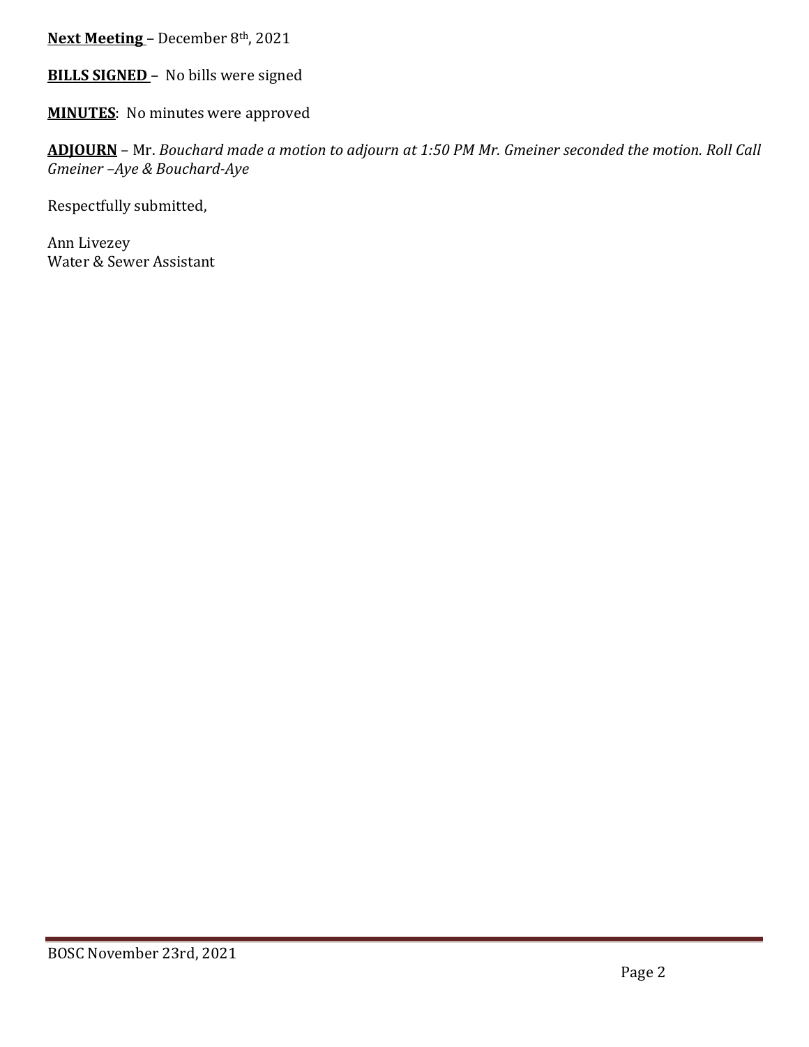**Next Meeting** – December 8th, 2021

**BILLS SIGNED** – No bills were signed

**MINUTES**: No minutes were approved

**ADJOURN** – Mr. *Bouchard made a motion to adjourn at 1:50 PM Mr. Gmeiner seconded the motion. Roll Call Gmeiner –Aye & Bouchard-Aye*

Respectfully submitted,

Ann Livezey
Water & Sewer Assistant